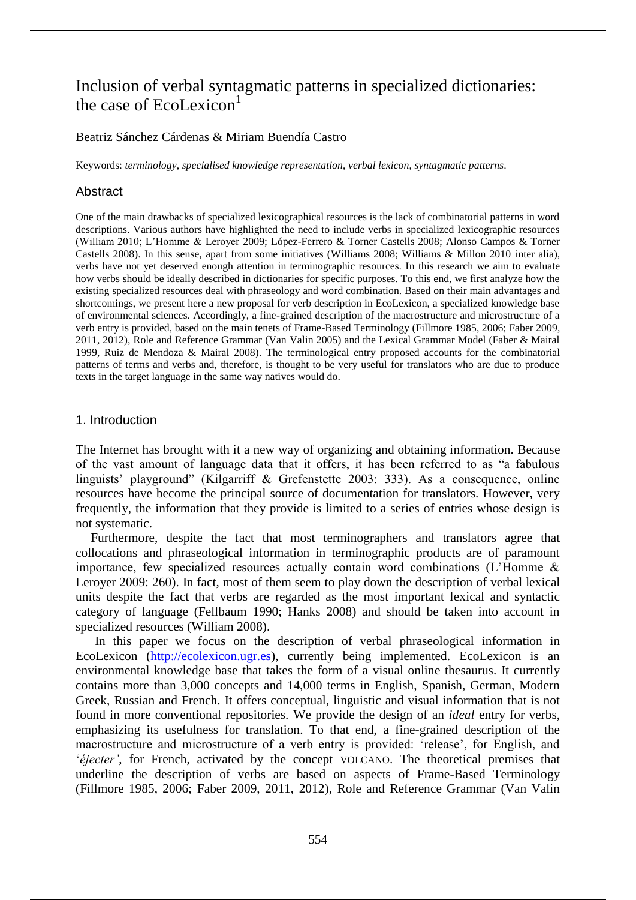# Inclusion of verbal syntagmatic patterns in specialized dictionaries: the case of EcoLexicon[1]

Beatriz Sánchez Cárdenas & Miriam Buendía Castro

Keywords: *terminology*, *specialised knowledge representation*, *verbal lexicon*, *syntagmatic patterns*.

## Abstract

One of the main drawbacks of specialized lexicographical resources is the lack of combinatorial patterns in word descriptions. Various authors have highlighted the need to include verbs in specialized lexicographic resources (William 2010; L'Homme & Leroyer 2009; López-Ferrero & Torner Castells 2008; Alonso Campos & Torner Castells 2008). In this sense, apart from some initiatives (Williams 2008; Williams & Millon 2010 inter alia), verbs have not yet deserved enough attention in terminographic resources. In this research we aim to evaluate how verbs should be ideally described in dictionaries for specific purposes. To this end, we first analyze how the existing specialized resources deal with phraseology and word combination. Based on their main advantages and shortcomings, we present here a new proposal for verb description in EcoLexicon, a specialized knowledge base of environmental sciences. Accordingly, a fine-grained description of the macrostructure and microstructure of a verb entry is provided, based on the main tenets of Frame-Based Terminology (Fillmore 1985, 2006; Faber 2009, 2011, 2012), Role and Reference Grammar (Van Valin 2005) and the Lexical Grammar Model (Faber & Mairal 1999, Ruiz de Mendoza & Mairal 2008). The terminological entry proposed accounts for the combinatorial patterns of terms and verbs and, therefore, is thought to be very useful for translators who are due to produce texts in the target language in the same way natives would do.

## 1. Introduction

The Internet has brought with it a new way of organizing and obtaining information. Because of the vast amount of language data that it offers, it has been referred to as "a fabulous linguists' playground" (Kilgarriff & Grefenstette 2003: 333). As a consequence, online resources have become the principal source of documentation for translators. However, very frequently, the information that they provide is limited to a series of entries whose design is not systematic.

Furthermore, despite the fact that most terminographers and translators agree that collocations and phraseological information in terminographic products are of paramount importance, few specialized resources actually contain word combinations (L'Homme & Leroyer 2009: 260). In fact, most of them seem to play down the description of verbal lexical units despite the fact that verbs are regarded as the most important lexical and syntactic category of language (Fellbaum 1990; Hanks 2008) and should be taken into account in specialized resources (William 2008).

In this paper we focus on the description of verbal phraseological information in EcoLexicon (http://ecolexicon.ugr.es), currently being implemented. EcoLexicon is an environmental knowledge base that takes the form of a visual online thesaurus. It currently contains more than 3,000 concepts and 14,000 terms in English, Spanish, German, Modern Greek, Russian and French. It offers conceptual, linguistic and visual information that is not found in more conventional repositories. We provide the design of an *ideal* entry for verbs, emphasizing its usefulness for translation. To that end, a fine-grained description of the macrostructure and microstructure of a verb entry is provided: 'release', for English, and '*éjecter'*, for French, activated by the concept VOLCANO. The theoretical premises that underline the description of verbs are based on aspects of Frame-Based Terminology (Fillmore 1985, 2006; Faber 2009, 2011, 2012), Role and Reference Grammar (Van Valin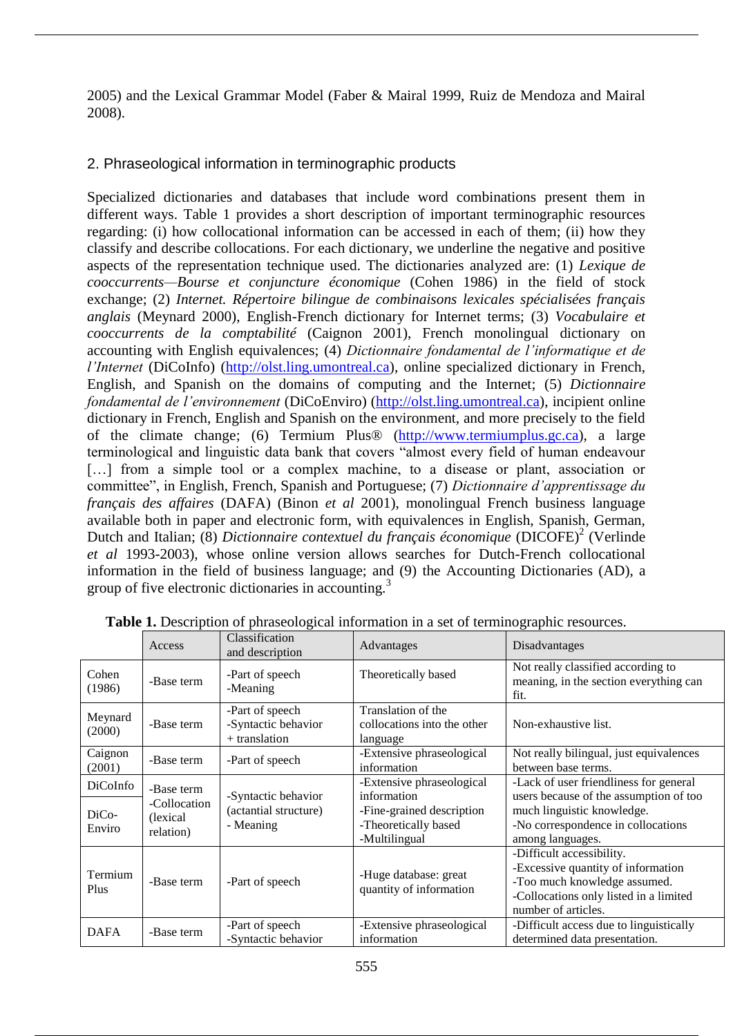2005) and the Lexical Grammar Model (Faber & Mairal 1999, Ruiz de Mendoza and Mairal 2008).

## 2. Phraseological information in terminographic products

Specialized dictionaries and databases that include word combinations present them in different ways. Table 1 provides a short description of important terminographic resources regarding: (i) how collocational information can be accessed in each of them; (ii) how they classify and describe collocations. For each dictionary, we underline the negative and positive aspects of the representation technique used. The dictionaries analyzed are: (1) *Lexique de cooccurrents—Bourse et conjuncture économique* (Cohen 1986) in the field of stock exchange; (2) *Internet. Répertoire bilingue de combinaisons lexicales spécialisées français anglais* (Meynard 2000), English-French dictionary for Internet terms; (3) *Vocabulaire et cooccurrents de la comptabilité* (Caignon 2001), French monolingual dictionary on accounting with English equivalences; (4) *Dictionnaire fondamental de l'informatique et de l'Internet* (DiCoInfo) (http://olst.ling.umontreal.ca), online specialized dictionary in French, English, and Spanish on the domains of computing and the Internet; (5) *Dictionnaire fondamental de l'environnement* (DiCoEnviro) (http://olst.ling.umontreal.ca), incipient online dictionary in French, English and Spanish on the environment, and more precisely to the field of the climate change; (6) Termium Plus® (http://www.termiumplus.gc.ca), a large terminological and linguistic data bank that covers "almost every field of human endeavour […] from a simple tool or a complex machine, to a disease or plant, association or committee", in English, French, Spanish and Portuguese; (7) *Dictionnaire d'apprentissage du français des affaires* (DAFA) (Binon *et al* 2001), monolingual French business language available both in paper and electronic form, with equivalences in English, Spanish, German, Dutch and Italian; (8) *Dictionnaire contextuel du français économique* (DICOFE)[2] (Verlinde *et al* 1993-2003), whose online version allows searches for Dutch-French collocational information in the field of business language; and (9) the Accounting Dictionaries (AD), a group of five electronic dictionaries in accounting.[3]

**Table 1.** Description of phraseological information in a set of terminographic resources.

| | Access | Classification and description | Advantages | Disadvantages |
|---|---|---|---|---|
| Cohen (1986) | -Base term | -Part of speech<br>-Meaning | Theoretically based | Not really classified according to meaning, in the section everything can fit. |
| Meynard (2000) | -Base term | -Part of speech<br>-Syntactic behavior<br>+ translation | Translation of the collocations into the other language | Non-exhaustive list. |
| Caignon (2001) | -Base term | -Part of speech | -Extensive phraseological information | Not really bilingual, just equivalences between base terms. |
| DiCoInfo<br><br>DiCo-Enviro | -Base term<br>-Collocation (lexical relation) | -Syntactic behavior (actantial structure)<br>- Meaning | -Extensive phraseological information<br>-Fine-grained description<br>-Theoretically based<br>-Multilingual | -Lack of user friendliness for general users because of the assumption of too much linguistic knowledge.<br>-No correspondence in collocations among languages. |
| Termium Plus | -Base term | -Part of speech | -Huge database: great quantity of information | -Difficult accessibility.<br>-Excessive quantity of information<br>-Too much knowledge assumed.<br>-Collocations only listed in a limited number of articles. |
| DAFA | -Base term | -Part of speech<br>-Syntactic behavior | -Extensive phraseological information | -Difficult access due to linguistically determined data presentation. |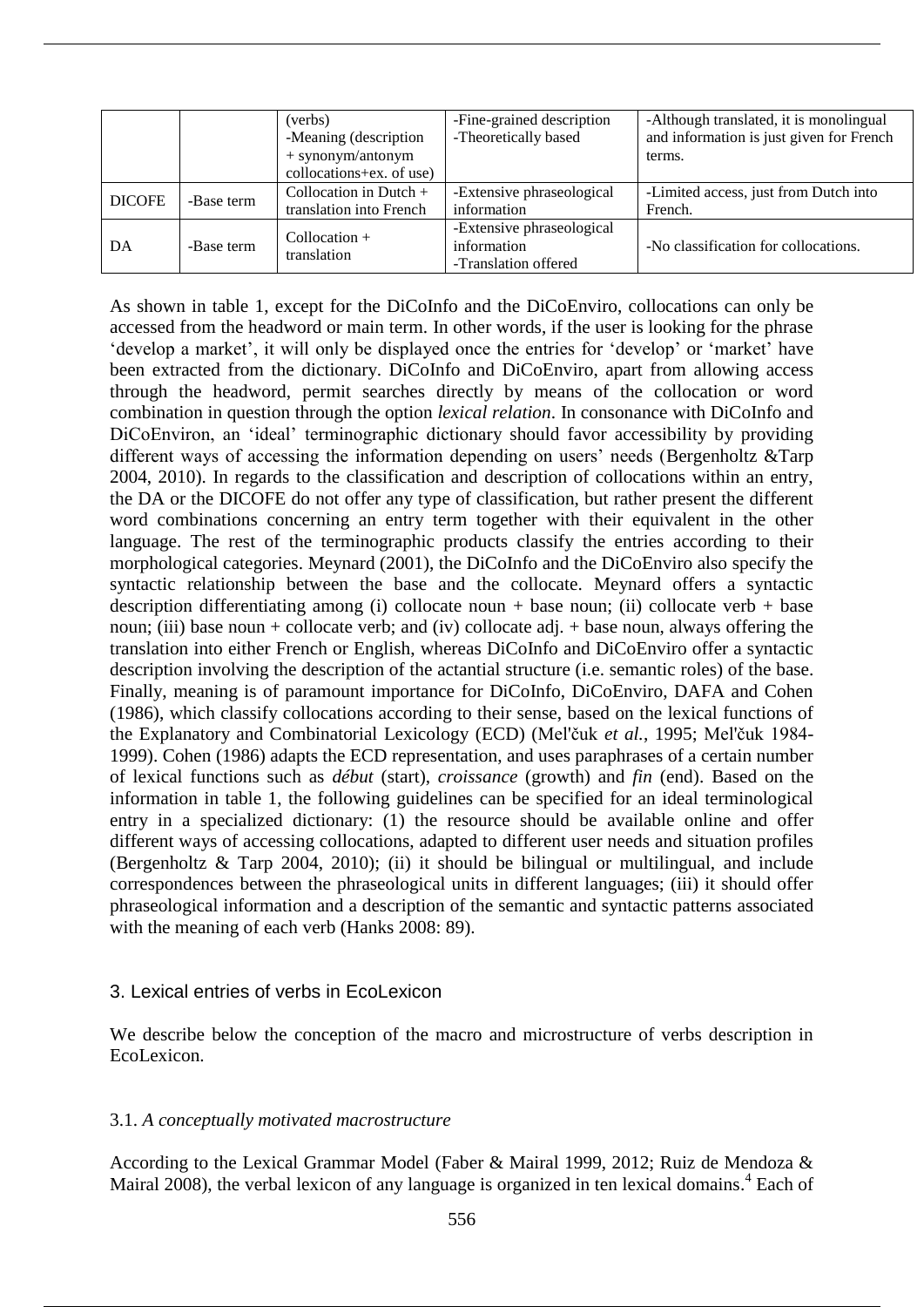| | | (verbs)<br>-Meaning (description + synonym/antonym collocations+ex. of use) | -Fine-grained description<br>-Theoretically based | -Although translated, it is monolingual and information is just given for French terms. |
|---|---|---|---|---|
| DICOFE | -Base term | Collocation in Dutch + translation into French | -Extensive phraseological information | -Limited access, just from Dutch into French. |
| DA | -Base term | Collocation + translation | -Extensive phraseological information<br>-Translation offered | -No classification for collocations. |

As shown in table 1, except for the DiCoInfo and the DiCoEnviro, collocations can only be accessed from the headword or main term. In other words, if the user is looking for the phrase 'develop a market', it will only be displayed once the entries for 'develop' or 'market' have been extracted from the dictionary. DiCoInfo and DiCoEnviro, apart from allowing access through the headword, permit searches directly by means of the collocation or word combination in question through the option *lexical relation*. In consonance with DiCoInfo and DiCoEnviron, an 'ideal' terminographic dictionary should favor accessibility by providing different ways of accessing the information depending on users' needs (Bergenholtz &Tarp 2004, 2010). In regards to the classification and description of collocations within an entry, the DA or the DICOFE do not offer any type of classification, but rather present the different word combinations concerning an entry term together with their equivalent in the other language. The rest of the terminographic products classify the entries according to their morphological categories. Meynard (2001), the DiCoInfo and the DiCoEnviro also specify the syntactic relationship between the base and the collocate. Meynard offers a syntactic description differentiating among (i) collocate noun + base noun; (ii) collocate verb + base noun; (iii) base noun + collocate verb; and (iv) collocate adj. + base noun, always offering the translation into either French or English, whereas DiCoInfo and DiCoEnviro offer a syntactic description involving the description of the actantial structure (i.e. semantic roles) of the base. Finally, meaning is of paramount importance for DiCoInfo, DiCoEnviro, DAFA and Cohen (1986), which classify collocations according to their sense, based on the lexical functions of the Explanatory and Combinatorial Lexicology (ECD) (Mel'čuk *et al.*, 1995; Mel'čuk 1984-1999). Cohen (1986) adapts the ECD representation, and uses paraphrases of a certain number of lexical functions such as *début* (start), *croissance* (growth) and *fin* (end). Based on the information in table 1, the following guidelines can be specified for an ideal terminological entry in a specialized dictionary: (1) the resource should be available online and offer different ways of accessing collocations, adapted to different user needs and situation profiles (Bergenholtz & Tarp 2004, 2010); (ii) it should be bilingual or multilingual, and include correspondences between the phraseological units in different languages; (iii) it should offer phraseological information and a description of the semantic and syntactic patterns associated with the meaning of each verb (Hanks 2008: 89).

## 3. Lexical entries of verbs in EcoLexicon

We describe below the conception of the macro and microstructure of verbs description in EcoLexicon.

### 3.1. *A conceptually motivated macrostructure*

According to the Lexical Grammar Model (Faber & Mairal 1999, 2012; Ruiz de Mendoza & Mairal 2008), the verbal lexicon of any language is organized in ten lexical domains.[4] Each of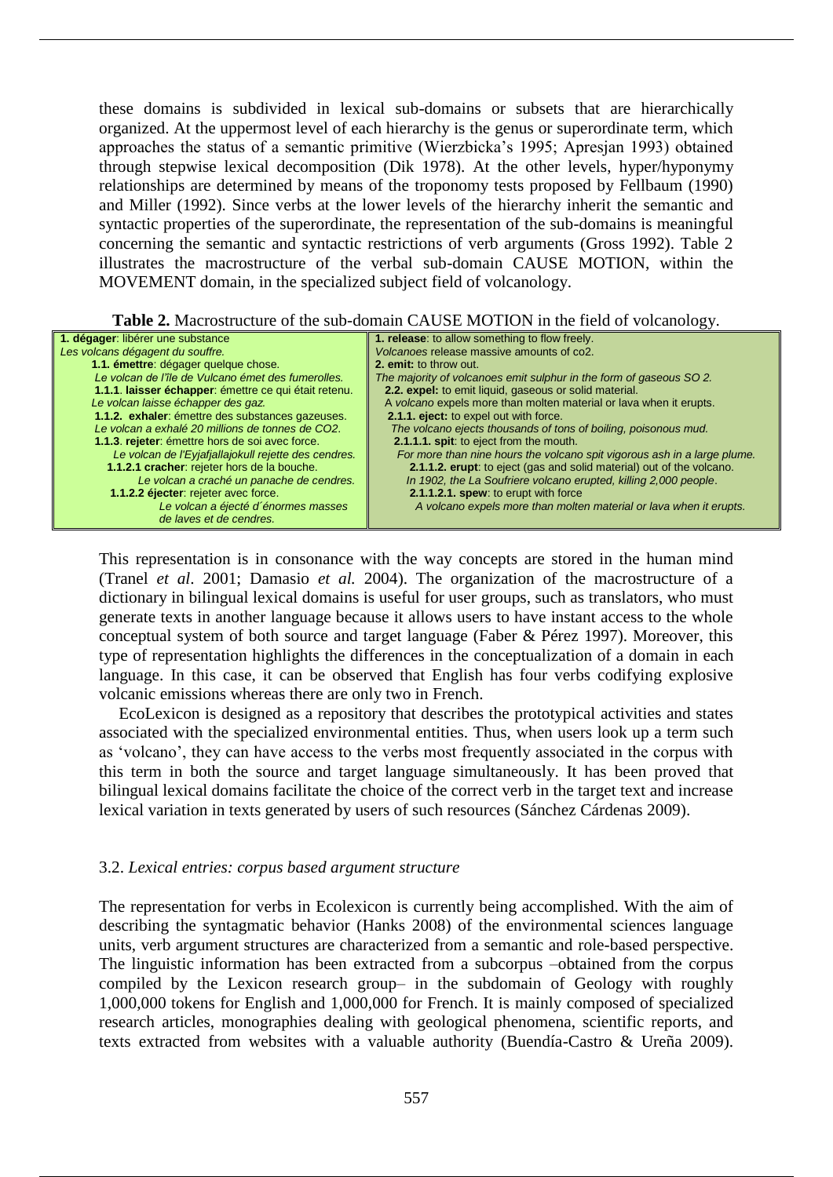these domains is subdivided in lexical sub-domains or subsets that are hierarchically organized. At the uppermost level of each hierarchy is the genus or superordinate term, which approaches the status of a semantic primitive (Wierzbicka's 1995; Apresjan 1993) obtained through stepwise lexical decomposition (Dik 1978). At the other levels, hyper/hyponymy relationships are determined by means of the troponomy tests proposed by Fellbaum (1990) and Miller (1992). Since verbs at the lower levels of the hierarchy inherit the semantic and syntactic properties of the superordinate, the representation of the sub-domains is meaningful concerning the semantic and syntactic restrictions of verb arguments (Gross 1992). Table 2 illustrates the macrostructure of the verbal sub-domain CAUSE MOTION, within the MOVEMENT domain, in the specialized subject field of volcanology.

**Table 2.** Macrostructure of the sub-domain CAUSE MOTION in the field of volcanology.

| French | English |
|---|---|
| **1. dégager**: libérer une substance | **1. release**: to allow something to flow freely. |
| *Les volcans dégagent du souffre.* | *Volcanoes release massive amounts of co2.* |
| **1.1. émettre**: dégager quelque chose. | **2. emit:** to throw out. |
| *Le volcan de l'île de Vulcano émet des fumerolles.* | *The majority of volcanoes emit sulphur in the form of gaseous SO 2.* |
| **1.1.1. laisser échapper**: émettre ce qui était retenu. | **2.2. expel:** to emit liquid, gaseous or solid material. |
| *Le volcan laisse échapper des gaz.* | A *volcano* expels more than molten material or lava when it erupts. |
| **1.1.2. exhaler**: émettre des substances gazeuses. | **2.1.1. eject:** to expel out with force. |
| *Le volcan a exhalé 20 millions de tonnes de CO2.* | *The volcano ejects thousands of tons of boiling, poisonous mud.* |
| **1.1.3. rejeter**: émettre hors de soi avec force. | **2.1.1.1. spit**: to eject from the mouth. |
| *Le volcan de l'Eyjafjallajokull rejette des cendres.* | *For more than nine hours the volcano spit vigorous ash in a large plume.* |
| **1.1.2.1 cracher**: rejeter hors de la bouche. | **2.1.1.2. erupt**: to eject (gas and solid material) out of the volcano. |
| *Le volcan a craché un panache de cendres.* | *In 1902, the La Soufriere volcano erupted, killing 2,000 people.* |
| **1.1.2.2 éjecter**: rejeter avec force. | **2.1.1.2.1. spew**: to erupt with force |
| *Le volcan a éjecté d´énormes masses de laves et de cendres.* | *A volcano expels more than molten material or lava when it erupts.* |

This representation is in consonance with the way concepts are stored in the human mind (Tranel *et al*. 2001; Damasio *et al.* 2004). The organization of the macrostructure of a dictionary in bilingual lexical domains is useful for user groups, such as translators, who must generate texts in another language because it allows users to have instant access to the whole conceptual system of both source and target language (Faber & Pérez 1997). Moreover, this type of representation highlights the differences in the conceptualization of a domain in each language. In this case, it can be observed that English has four verbs codifying explosive volcanic emissions whereas there are only two in French.

EcoLexicon is designed as a repository that describes the prototypical activities and states associated with the specialized environmental entities. Thus, when users look up a term such as 'volcano', they can have access to the verbs most frequently associated in the corpus with this term in both the source and target language simultaneously. It has been proved that bilingual lexical domains facilitate the choice of the correct verb in the target text and increase lexical variation in texts generated by users of such resources (Sánchez Cárdenas 2009).

### 3.2. *Lexical entries: corpus based argument structure*

The representation for verbs in Ecolexicon is currently being accomplished. With the aim of describing the syntagmatic behavior (Hanks 2008) of the environmental sciences language units, verb argument structures are characterized from a semantic and role-based perspective. The linguistic information has been extracted from a subcorpus –obtained from the corpus compiled by the Lexicon research group– in the subdomain of Geology with roughly 1,000,000 tokens for English and 1,000,000 for French. It is mainly composed of specialized research articles, monographies dealing with geological phenomena, scientific reports, and texts extracted from websites with a valuable authority (Buendía-Castro & Ureña 2009).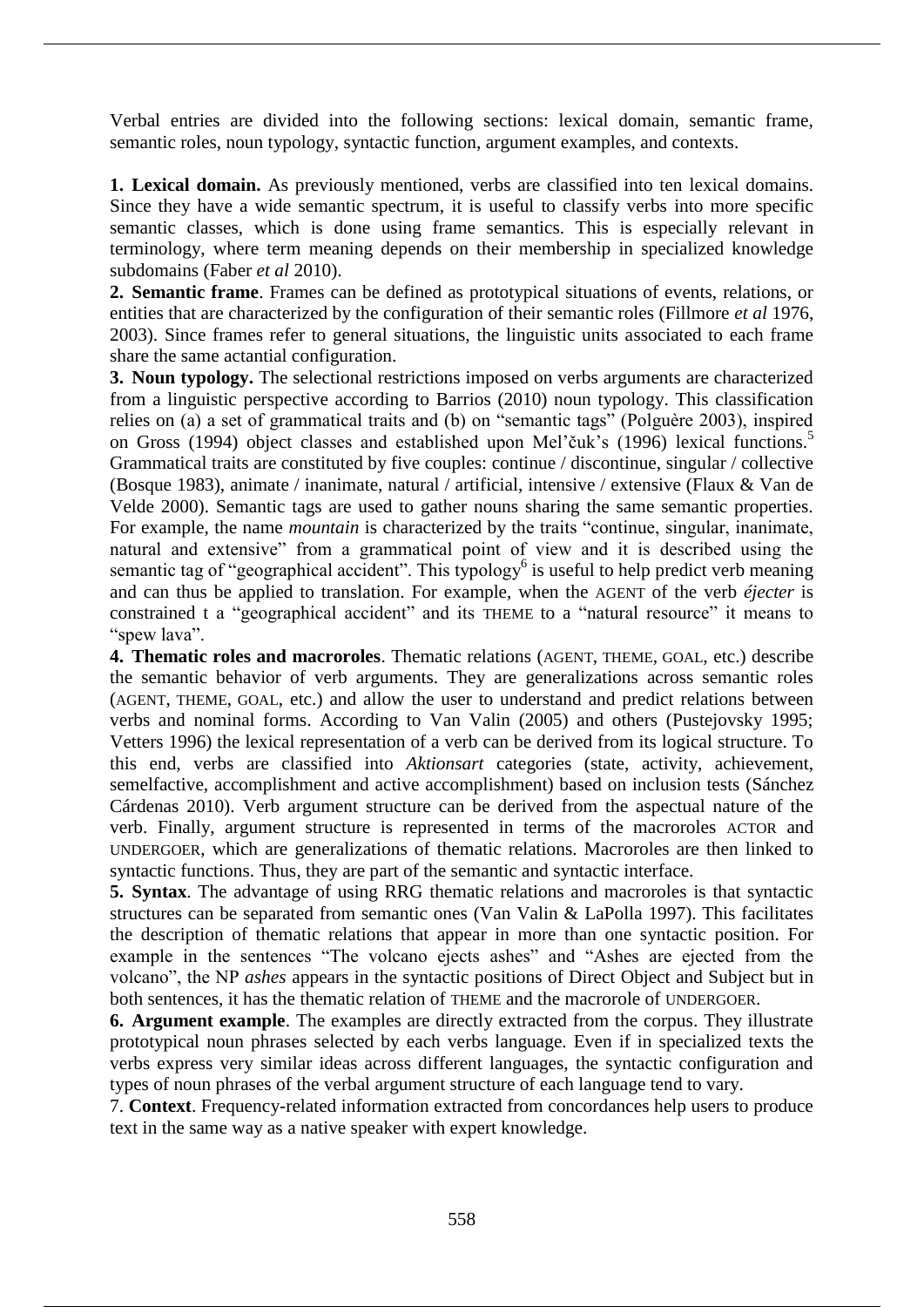Verbal entries are divided into the following sections: lexical domain, semantic frame, semantic roles, noun typology, syntactic function, argument examples, and contexts.

**1. Lexical domain.** As previously mentioned, verbs are classified into ten lexical domains. Since they have a wide semantic spectrum, it is useful to classify verbs into more specific semantic classes, which is done using frame semantics. This is especially relevant in terminology, where term meaning depends on their membership in specialized knowledge subdomains (Faber *et al* 2010).

**2. Semantic frame**. Frames can be defined as prototypical situations of events, relations, or entities that are characterized by the configuration of their semantic roles (Fillmore *et al* 1976, 2003). Since frames refer to general situations, the linguistic units associated to each frame share the same actantial configuration.

**3. Noun typology.** The selectional restrictions imposed on verbs arguments are characterized from a linguistic perspective according to Barrios (2010) noun typology. This classification relies on (a) a set of grammatical traits and (b) on "semantic tags" (Polguère 2003), inspired on Gross (1994) object classes and established upon Mel'čuk's (1996) lexical functions.[5] Grammatical traits are constituted by five couples: continue / discontinue, singular / collective (Bosque 1983), animate / inanimate, natural / artificial, intensive / extensive (Flaux & Van de Velde 2000). Semantic tags are used to gather nouns sharing the same semantic properties. For example, the name *mountain* is characterized by the traits "continue, singular, inanimate, natural and extensive" from a grammatical point of view and it is described using the semantic tag of "geographical accident". This typology[6] is useful to help predict verb meaning and can thus be applied to translation. For example, when the AGENT of the verb *éjecter* is constrained t a "geographical accident" and its THEME to a "natural resource" it means to "spew lava".

**4. Thematic roles and macroroles**. Thematic relations (AGENT, THEME, GOAL, etc.) describe the semantic behavior of verb arguments. They are generalizations across semantic roles (AGENT, THEME, GOAL, etc.) and allow the user to understand and predict relations between verbs and nominal forms. According to Van Valin (2005) and others (Pustejovsky 1995; Vetters 1996) the lexical representation of a verb can be derived from its logical structure. To this end, verbs are classified into *Aktionsart* categories (state, activity, achievement, semelfactive, accomplishment and active accomplishment) based on inclusion tests (Sánchez Cárdenas 2010). Verb argument structure can be derived from the aspectual nature of the verb. Finally, argument structure is represented in terms of the macroroles ACTOR and UNDERGOER, which are generalizations of thematic relations. Macroroles are then linked to syntactic functions. Thus, they are part of the semantic and syntactic interface.

**5. Syntax**. The advantage of using RRG thematic relations and macroroles is that syntactic structures can be separated from semantic ones (Van Valin & LaPolla 1997). This facilitates the description of thematic relations that appear in more than one syntactic position. For example in the sentences "The volcano ejects ashes" and "Ashes are ejected from the volcano", the NP *ashes* appears in the syntactic positions of Direct Object and Subject but in both sentences, it has the thematic relation of THEME and the macrorole of UNDERGOER.

**6. Argument example**. The examples are directly extracted from the corpus. They illustrate prototypical noun phrases selected by each verbs language. Even if in specialized texts the verbs express very similar ideas across different languages, the syntactic configuration and types of noun phrases of the verbal argument structure of each language tend to vary.

7. **Context**. Frequency-related information extracted from concordances help users to produce text in the same way as a native speaker with expert knowledge.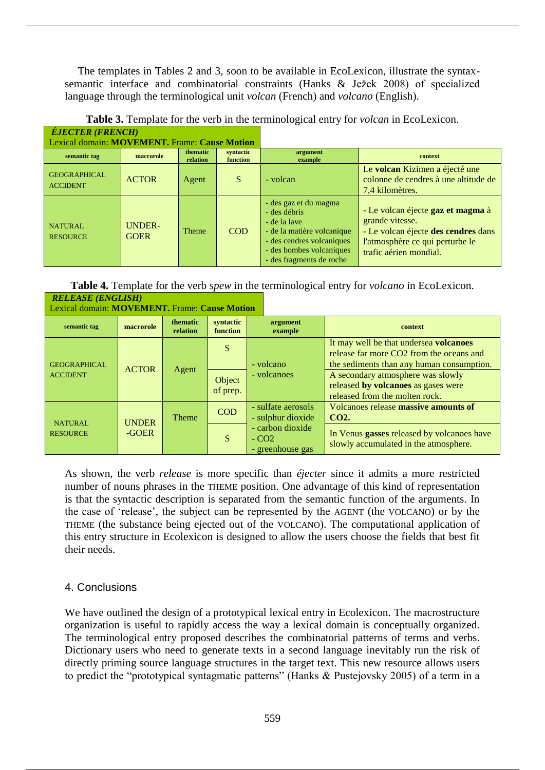The templates in Tables 2 and 3, soon to be available in EcoLexicon, illustrate the syntax-semantic interface and combinatorial constraints (Hanks & Ježek 2008) of specialized language through the terminological unit *volcan* (French) and *volcano* (English).

**Table 3.** Template for the verb in the terminological entry for *volcan* in EcoLexicon.

| ***ÉJECTER (FRENCH)*** Lexical domain: **MOVEMENT.** Frame: **Cause Motion** | | | | | |
|---|---|---|---|---|---|
| **semantic tag** | **macrorole** | **thematic relation** | **syntactic function** | **argument example** | **context** |
| GEOGRAPHICAL ACCIDENT | ACTOR | Agent | S | - volcan | Le **volcan** Kizimen a éjecté une colonne de cendres à une altitude de 7,4 kilomètres. |
| NATURAL RESOURCE | UNDER-GOER | Theme | COD | - des gaz et du magma<br>- des débris<br>- de la lave<br>- de la matière volcanique<br>- des cendres volcaniques<br>- des bombes volcaniques<br>- des fragments de roche | - Le volcan éjecte **gaz et magma** à grande vitesse.<br>- Le volcan éjecte **des cendres** dans l'atmosphère ce qui perturbe le trafic aérien mondial. |

**Table 4.** Template for the verb *spew* in the terminological entry for *volcano* in EcoLexicon.

| ***RELEASE (ENGLISH)*** Lexical domain: **MOVEMENT.** Frame: **Cause Motion** | | | | | |
|---|---|---|---|---|---|
| **semantic tag** | **macrorole** | **thematic relation** | **syntactic function** | **argument example** | **context** |
| GEOGRAPHICAL ACCIDENT | ACTOR | Agent | S | - volcano<br>- volcanoes | It may well be that undersea **volcanoes** release far more CO2 from the oceans and the sediments than any human consumption. |
| | | | Object of prep. | | A secondary atmosphere was slowly released **by volcanoes** as gases were released from the molten rock. |
| NATURAL RESOURCE | UNDER -GOER | Theme | COD | - sulfate aerosols<br>- sulphur dioxide<br>- carbon dioxide<br>- CO2<br>- greenhouse gas | Volcanoes release **massive amounts of CO2.** |
| | | | S | | In Venus **gasses** released by volcanoes have slowly accumulated in the atmosphere. |

As shown, the verb *release* is more specific than *éjecter* since it admits a more restricted number of nouns phrases in the THEME position. One advantage of this kind of representation is that the syntactic description is separated from the semantic function of the arguments. In the case of 'release', the subject can be represented by the AGENT (the VOLCANO) or by the THEME (the substance being ejected out of the VOLCANO). The computational application of this entry structure in Ecolexicon is designed to allow the users choose the fields that best fit their needs.

## 4. Conclusions

We have outlined the design of a prototypical lexical entry in Ecolexicon. The macrostructure organization is useful to rapidly access the way a lexical domain is conceptually organized. The terminological entry proposed describes the combinatorial patterns of terms and verbs. Dictionary users who need to generate texts in a second language inevitably run the risk of directly priming source language structures in the target text. This new resource allows users to predict the "prototypical syntagmatic patterns" (Hanks & Pustejovsky 2005) of a term in a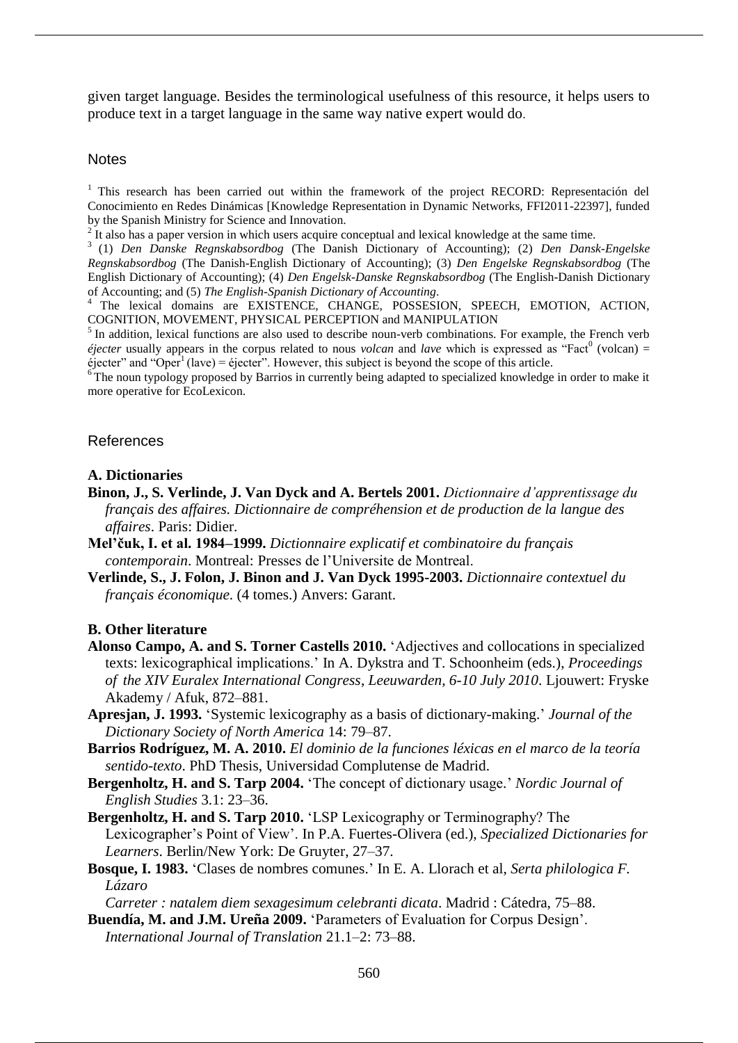given target language. Besides the terminological usefulness of this resource, it helps users to produce text in a target language in the same way native expert would do.

## Notes

[1] This research has been carried out within the framework of the project RECORD: Representación del Conocimiento en Redes Dinámicas [Knowledge Representation in Dynamic Networks, FFI2011-22397], funded by the Spanish Ministry for Science and Innovation.

[2] It also has a paper version in which users acquire conceptual and lexical knowledge at the same time.

[3] (1) *Den Danske Regnskabsordbog* (The Danish Dictionary of Accounting); (2) *Den Dansk-Engelske Regnskabsordbog* (The Danish-English Dictionary of Accounting); (3) *Den Engelske Regnskabsordbog* (The English Dictionary of Accounting); (4) *Den Engelsk-Danske Regnskabsordbog* (The English-Danish Dictionary of Accounting; and (5) *The English-Spanish Dictionary of Accounting*.

[4] The lexical domains are EXISTENCE, CHANGE, POSSESION, SPEECH, EMOTION, ACTION, COGNITION, MOVEMENT, PHYSICAL PERCEPTION and MANIPULATION

[5] In addition, lexical functions are also used to describe noun-verb combinations. For example, the French verb *éjecter* usually appears in the corpus related to nous *volcan* and *lave* which is expressed as "$\text{Fact}^0$ (volcan) = éjecter" and "$\text{Oper}^1$ (lave) = éjecter". However, this subject is beyond the scope of this article.

[6] The noun typology proposed by Barrios in currently being adapted to specialized knowledge in order to make it more operative for EcoLexicon.

## References

### A. Dictionaries

**Binon, J., S. Verlinde, J. Van Dyck and A. Bertels 2001.** *Dictionnaire d'apprentissage du français des affaires. Dictionnaire de compréhension et de production de la langue des affaires*. Paris: Didier.

**Mel'čuk, I. et al. 1984–1999.** *Dictionnaire explicatif et combinatoire du français contemporain*. Montreal: Presses de l'Universite de Montreal.

**Verlinde, S., J. Folon, J. Binon and J. Van Dyck 1995-2003.** *Dictionnaire contextuel du français économique*. (4 tomes.) Anvers: Garant.

### B. Other literature

**Alonso Campo, A. and S. Torner Castells 2010.** 'Adjectives and collocations in specialized texts: lexicographical implications.' In A. Dykstra and T. Schoonheim (eds.), *Proceedings of the XIV Euralex International Congress, Leeuwarden, 6-10 July 2010*. Ljouwert: Fryske Akademy / Afuk, 872–881.

**Apresjan, J. 1993.** 'Systemic lexicography as a basis of dictionary-making.' *Journal of the Dictionary Society of North America* 14: 79–87.

**Barrios Rodríguez, M. A. 2010.** *El dominio de la funciones léxicas en el marco de la teoría sentido-texto*. PhD Thesis, Universidad Complutense de Madrid.

**Bergenholtz, H. and S. Tarp 2004.** 'The concept of dictionary usage.' *Nordic Journal of English Studies* 3.1: 23–36.

**Bergenholtz, H. and S. Tarp 2010.** 'LSP Lexicography or Terminography? The Lexicographer's Point of View'. In P.A. Fuertes-Olivera (ed.), *Specialized Dictionaries for Learners*. Berlin/New York: De Gruyter, 27–37.

**Bosque, I. 1983.** 'Clases de nombres comunes.' In E. A. Llorach et al, *Serta philologica F. Lázaro Carreter : natalem diem sexagesimum celebranti dicata*. Madrid : Cátedra, 75–88.

**Buendía, M. and J.M. Ureña 2009.** 'Parameters of Evaluation for Corpus Design'. *International Journal of Translation* 21.1–2: 73–88.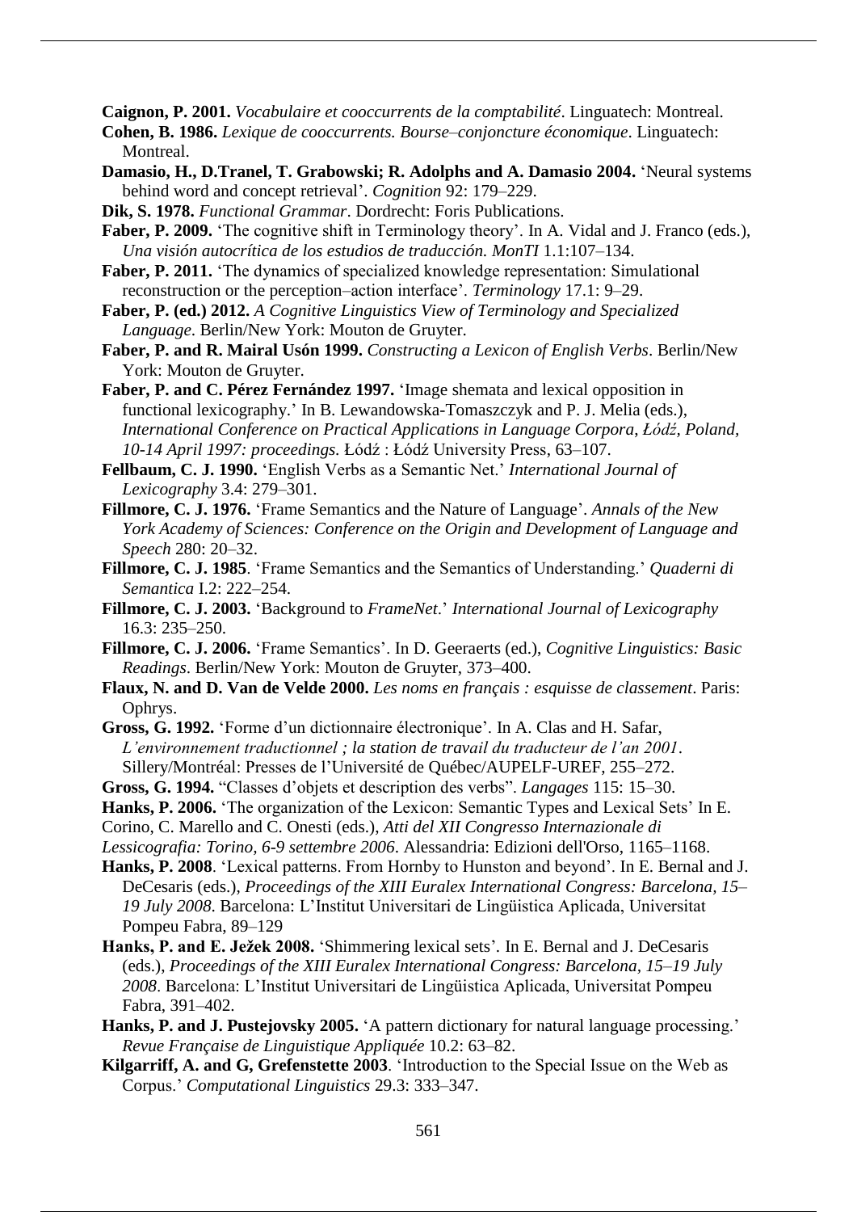**Caignon, P. 2001.** *Vocabulaire et cooccurrents de la comptabilité*. Linguatech: Montreal.

**Cohen, B. 1986.** *Lexique de cooccurrents. Bourse–conjoncture économique*. Linguatech: Montreal.

**Damasio, H., D.Tranel, T. Grabowski; R. Adolphs and A. Damasio 2004.** 'Neural systems behind word and concept retrieval'. *Cognition* 92: 179–229.

**Dik, S. 1978.** *Functional Grammar*. Dordrecht: Foris Publications.

**Faber, P. 2009.** 'The cognitive shift in Terminology theory'. In A. Vidal and J. Franco (eds.), *Una visión autocrítica de los estudios de traducción. MonTI* 1.1:107–134.

**Faber, P. 2011.** 'The dynamics of specialized knowledge representation: Simulational reconstruction or the perception–action interface'. *Terminology* 17.1: 9–29.

**Faber, P. (ed.) 2012.** *A Cognitive Linguistics View of Terminology and Specialized Language*. Berlin/New York: Mouton de Gruyter.

**Faber, P. and R. Mairal Usón 1999.** *Constructing a Lexicon of English Verbs*. Berlin/New York: Mouton de Gruyter.

**Faber, P. and C. Pérez Fernández 1997.** 'Image shemata and lexical opposition in functional lexicography.' In B. Lewandowska-Tomaszczyk and P. J. Melia (eds.), *International Conference on Practical Applications in Language Corpora, Łódź, Poland, 10-14 April 1997: proceedings.* Łódź : Łódź University Press, 63–107.

**Fellbaum, C. J. 1990.** 'English Verbs as a Semantic Net.' *International Journal of Lexicography* 3.4: 279–301.

**Fillmore, C. J. 1976.** 'Frame Semantics and the Nature of Language'. *Annals of the New York Academy of Sciences: Conference on the Origin and Development of Language and Speech* 280: 20–32.

**Fillmore, C. J. 1985**. 'Frame Semantics and the Semantics of Understanding.' *Quaderni di Semantica* I.2: 222–254.

**Fillmore, C. J. 2003.** 'Background to *FrameNet*.' *International Journal of Lexicography* 16.3: 235–250.

**Fillmore, C. J. 2006.** 'Frame Semantics'. In D. Geeraerts (ed.), *Cognitive Linguistics: Basic Readings*. Berlin/New York: Mouton de Gruyter, 373–400.

**Flaux, N. and D. Van de Velde 2000.** *Les noms en français : esquisse de classement*. Paris: Ophrys.

**Gross, G. 1992.** 'Forme d'un dictionnaire électronique'. In A. Clas and H. Safar, *L'environnement traductionnel ; la station de travail du traducteur de l'an 2001*. Sillery/Montréal: Presses de l'Université de Québec/AUPELF-UREF, 255–272.

**Gross, G. 1994.** "Classes d'objets et description des verbs". *Langages* 115: 15–30.

**Hanks, P. 2006.** 'The organization of the Lexicon: Semantic Types and Lexical Sets' In E. Corino, C. Marello and C. Onesti (eds.), *Atti del XII Congresso Internazionale di Lessicografia: Torino, 6-9 settembre 2006*. Alessandria: Edizioni dell'Orso, 1165–1168.

**Hanks, P. 2008**. 'Lexical patterns. From Hornby to Hunston and beyond'. In E. Bernal and J. DeCesaris (eds.), *Proceedings of the XIII Euralex International Congress: Barcelona, 15–19 July 2008*. Barcelona: L'Institut Universitari de Lingüistica Aplicada, Universitat Pompeu Fabra, 89–129

**Hanks, P. and E. Ježek 2008.** 'Shimmering lexical sets'. In E. Bernal and J. DeCesaris (eds.), *Proceedings of the XIII Euralex International Congress: Barcelona, 15–19 July 2008*. Barcelona: L'Institut Universitari de Lingüistica Aplicada, Universitat Pompeu Fabra, 391–402.

**Hanks, P. and J. Pustejovsky 2005.** 'A pattern dictionary for natural language processing.' *Revue Française de Linguistique Appliquée* 10.2: 63–82.

**Kilgarriff, A. and G, Grefenstette 2003**. 'Introduction to the Special Issue on the Web as Corpus.' *Computational Linguistics* 29.3: 333–347.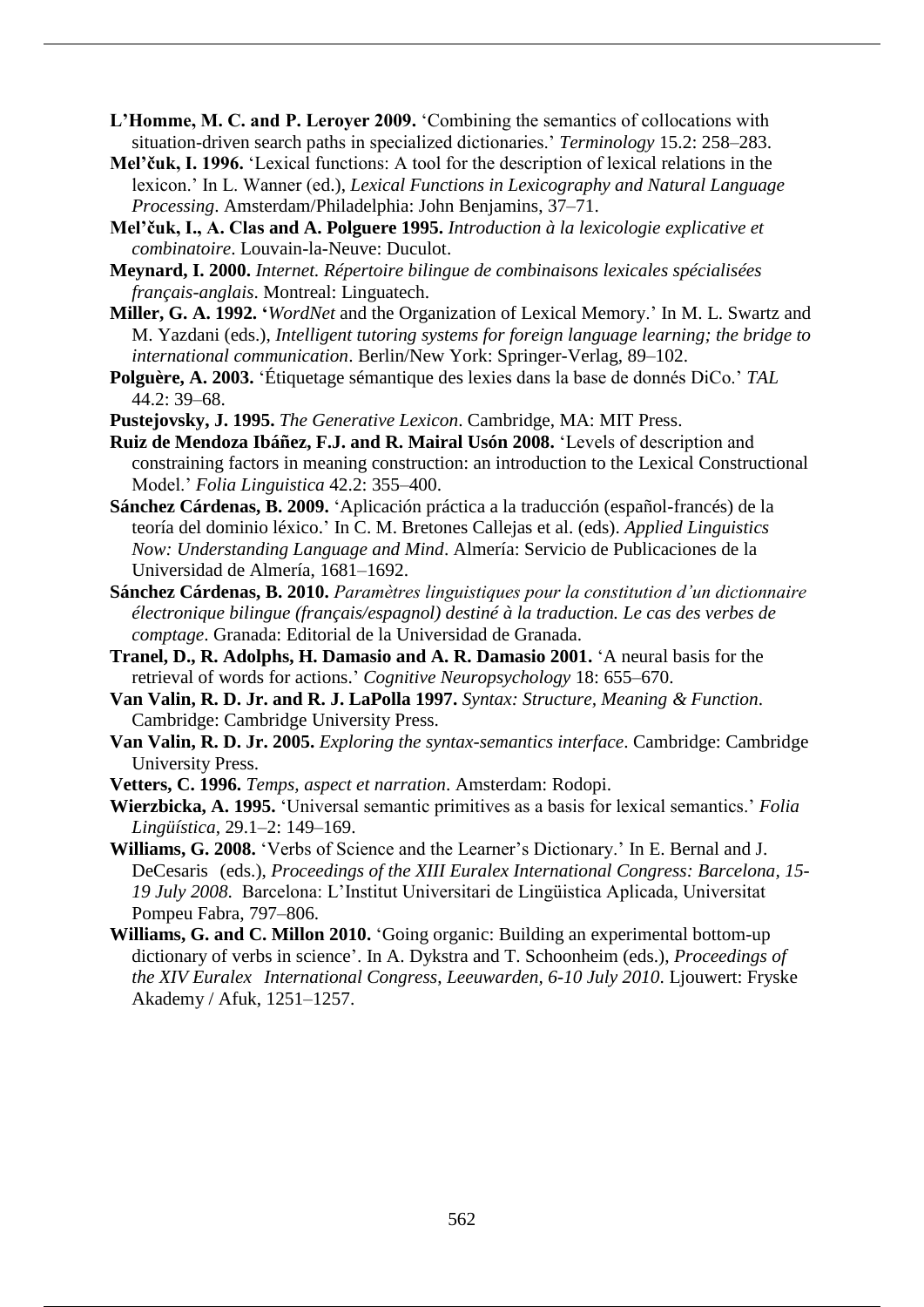**L'Homme, M. C. and P. Leroyer 2009.** 'Combining the semantics of collocations with situation-driven search paths in specialized dictionaries.' *Terminology* 15.2: 258–283.

**Mel'čuk, I. 1996.** 'Lexical functions: A tool for the description of lexical relations in the lexicon.' In L. Wanner (ed.), *Lexical Functions in Lexicography and Natural Language Processing*. Amsterdam/Philadelphia: John Benjamins, 37–71.

**Mel'čuk, I., A. Clas and A. Polguere 1995.** *Introduction à la lexicologie explicative et combinatoire*. Louvain-la-Neuve: Duculot.

**Meynard, I. 2000.** *Internet. Répertoire bilingue de combinaisons lexicales spécialisées français-anglais*. Montreal: Linguatech.

**Miller, G. A. 1992. '***WordNet* and the Organization of Lexical Memory.' In M. L. Swartz and M. Yazdani (eds.), *Intelligent tutoring systems for foreign language learning; the bridge to international communication*. Berlin/New York: Springer-Verlag, 89–102.

**Polguère, A. 2003.** 'Étiquetage sémantique des lexies dans la base de donnés DiCo.' *TAL* 44.2: 39–68.

**Pustejovsky, J. 1995.** *The Generative Lexicon*. Cambridge, MA: MIT Press.

**Ruiz de Mendoza Ibáñez, F.J. and R. Mairal Usón 2008.** 'Levels of description and constraining factors in meaning construction: an introduction to the Lexical Constructional Model.' *Folia Linguistica* 42.2: 355–400.

**Sánchez Cárdenas, B. 2009.** 'Aplicación práctica a la traducción (español-francés) de la teoría del dominio léxico.' In C. M. Bretones Callejas et al. (eds). *Applied Linguistics Now: Understanding Language and Mind*. Almería: Servicio de Publicaciones de la Universidad de Almería, 1681–1692.

**Sánchez Cárdenas, B. 2010.** *Paramètres linguistiques pour la constitution d'un dictionnaire électronique bilingue (français/espagnol) destiné à la traduction. Le cas des verbes de comptage*. Granada: Editorial de la Universidad de Granada.

**Tranel, D., R. Adolphs, H. Damasio and A. R. Damasio 2001.** 'A neural basis for the retrieval of words for actions.' *Cognitive Neuropsychology* 18: 655–670.

**Van Valin, R. D. Jr. and R. J. LaPolla 1997.** *Syntax: Structure, Meaning & Function*. Cambridge: Cambridge University Press.

**Van Valin, R. D. Jr. 2005.** *Exploring the syntax-semantics interface*. Cambridge: Cambridge University Press.

**Vetters, C. 1996.** *Temps, aspect et narration*. Amsterdam: Rodopi.

**Wierzbicka, A. 1995.** 'Universal semantic primitives as a basis for lexical semantics.' *Folia Lingüística*, 29.1–2: 149–169.

**Williams, G. 2008.** 'Verbs of Science and the Learner's Dictionary.' In E. Bernal and J. DeCesaris (eds.), *Proceedings of the XIII Euralex International Congress: Barcelona, 15-19 July 2008*. Barcelona: L'Institut Universitari de Lingüistica Aplicada, Universitat Pompeu Fabra, 797–806.

**Williams, G. and C. Millon 2010.** 'Going organic: Building an experimental bottom-up dictionary of verbs in science'. In A. Dykstra and T. Schoonheim (eds.), *Proceedings of the XIV Euralex International Congress, Leeuwarden, 6-10 July 2010*. Ljouwert: Fryske Akademy / Afuk, 1251–1257.